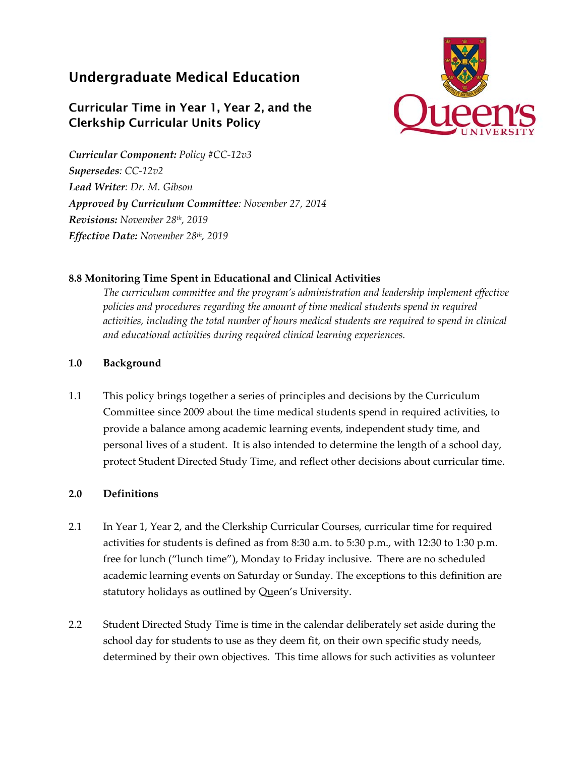# Undergraduate Medical Education

## Curricular Time in Year 1, Year 2, and the Clerkship Curricular Units Policy

***Curricular Component:*** *Policy #CC-12v3*
***Supersedes****: CC-12v2*
***Lead Writer****: Dr. M. Gibson*
***Approved by Curriculum Committee****: November 27, 2014*
***Revisions:*** *November 28th, 2019*
***Effective Date:*** *November 28th, 2019*

**8.8 Monitoring Time Spent in Educational and Clinical Activities**

*The curriculum committee and the program's administration and leadership implement effective policies and procedures regarding the amount of time medical students spend in required activities, including the total number of hours medical students are required to spend in clinical and educational activities during required clinical learning experiences.*

**1.0 Background**

1.1 This policy brings together a series of principles and decisions by the Curriculum Committee since 2009 about the time medical students spend in required activities, to provide a balance among academic learning events, independent study time, and personal lives of a student. It is also intended to determine the length of a school day, protect Student Directed Study Time, and reflect other decisions about curricular time.

**2.0 Definitions**

2.1 In Year 1, Year 2, and the Clerkship Curricular Courses, curricular time for required activities for students is defined as from 8:30 a.m. to 5:30 p.m., with 12:30 to 1:30 p.m. free for lunch ("lunch time"), Monday to Friday inclusive. There are no scheduled academic learning events on Saturday or Sunday. The exceptions to this definition are statutory holidays as outlined by Queen's University.

2.2 Student Directed Study Time is time in the calendar deliberately set aside during the school day for students to use as they deem fit, on their own specific study needs, determined by their own objectives. This time allows for such activities as volunteer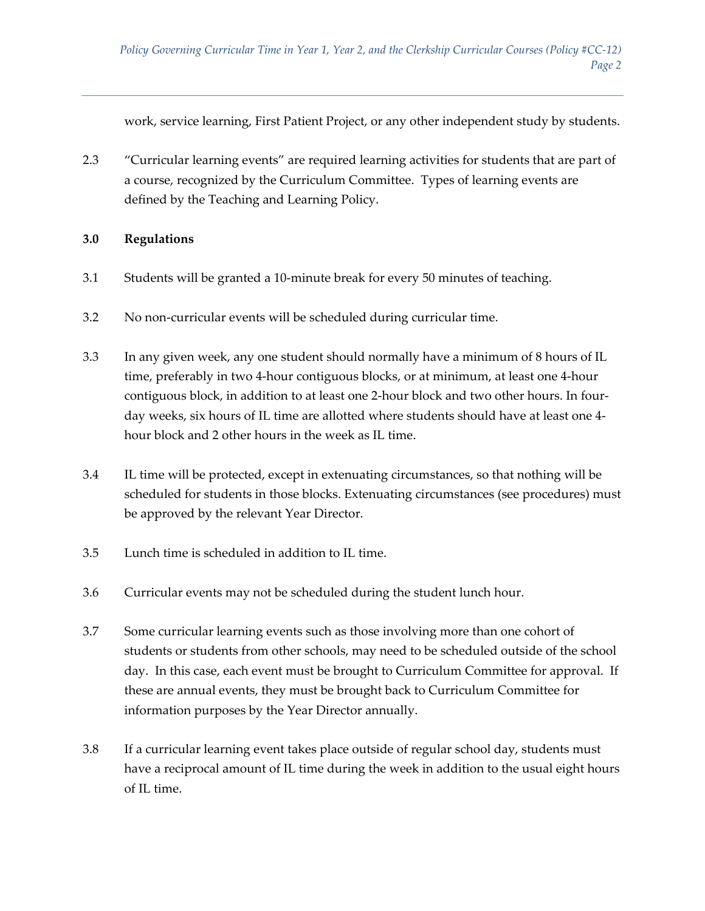work, service learning, First Patient Project, or any other independent study by students.

2.3 "Curricular learning events" are required learning activities for students that are part of a course, recognized by the Curriculum Committee. Types of learning events are defined by the Teaching and Learning Policy.

**3.0 Regulations**

3.1 Students will be granted a 10-minute break for every 50 minutes of teaching.

3.2 No non-curricular events will be scheduled during curricular time.

3.3 In any given week, any one student should normally have a minimum of 8 hours of IL time, preferably in two 4-hour contiguous blocks, or at minimum, at least one 4-hour contiguous block, in addition to at least one 2-hour block and two other hours. In four-day weeks, six hours of IL time are allotted where students should have at least one 4-hour block and 2 other hours in the week as IL time.

3.4 IL time will be protected, except in extenuating circumstances, so that nothing will be scheduled for students in those blocks. Extenuating circumstances (see procedures) must be approved by the relevant Year Director.

3.5 Lunch time is scheduled in addition to IL time.

3.6 Curricular events may not be scheduled during the student lunch hour.

3.7 Some curricular learning events such as those involving more than one cohort of students or students from other schools, may need to be scheduled outside of the school day. In this case, each event must be brought to Curriculum Committee for approval. If these are annual events, they must be brought back to Curriculum Committee for information purposes by the Year Director annually.

3.8 If a curricular learning event takes place outside of regular school day, students must have a reciprocal amount of IL time during the week in addition to the usual eight hours of IL time.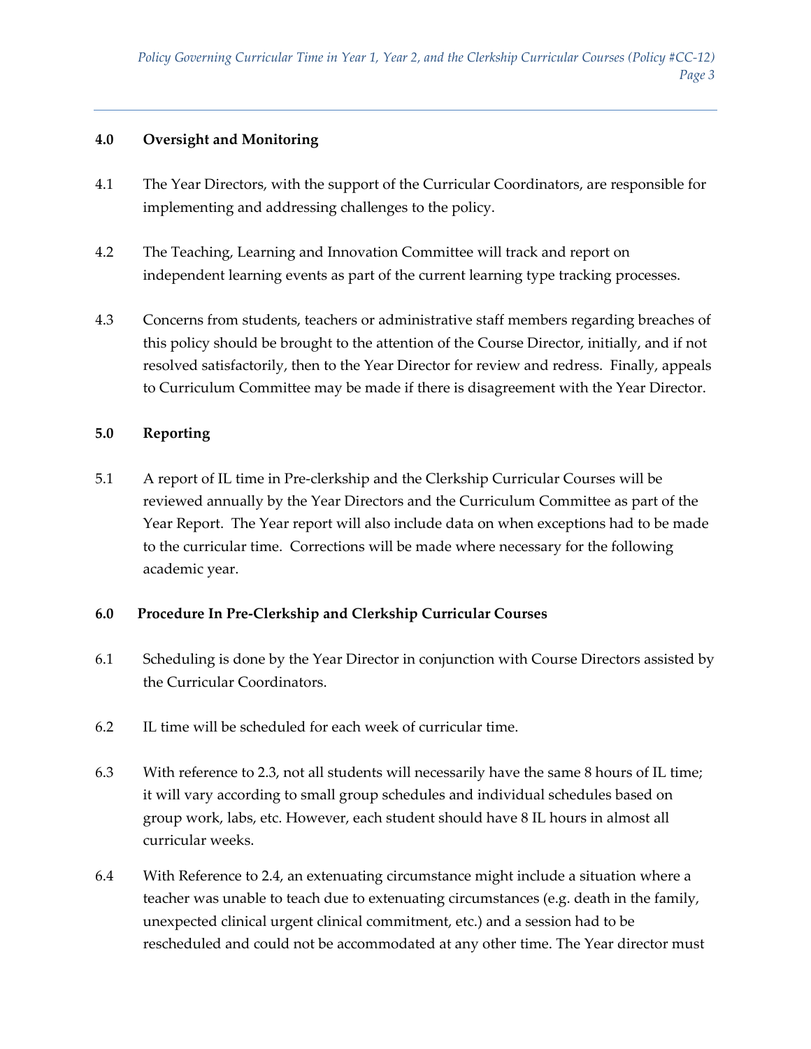## 4.0 Oversight and Monitoring

4.1 The Year Directors, with the support of the Curricular Coordinators, are responsible for implementing and addressing challenges to the policy.

4.2 The Teaching, Learning and Innovation Committee will track and report on independent learning events as part of the current learning type tracking processes.

4.3 Concerns from students, teachers or administrative staff members regarding breaches of this policy should be brought to the attention of the Course Director, initially, and if not resolved satisfactorily, then to the Year Director for review and redress. Finally, appeals to Curriculum Committee may be made if there is disagreement with the Year Director.

## 5.0 Reporting

5.1 A report of IL time in Pre-clerkship and the Clerkship Curricular Courses will be reviewed annually by the Year Directors and the Curriculum Committee as part of the Year Report. The Year report will also include data on when exceptions had to be made to the curricular time. Corrections will be made where necessary for the following academic year.

## 6.0 Procedure In Pre-Clerkship and Clerkship Curricular Courses

6.1 Scheduling is done by the Year Director in conjunction with Course Directors assisted by the Curricular Coordinators.

6.2 IL time will be scheduled for each week of curricular time.

6.3 With reference to 2.3, not all students will necessarily have the same 8 hours of IL time; it will vary according to small group schedules and individual schedules based on group work, labs, etc. However, each student should have 8 IL hours in almost all curricular weeks.

6.4 With Reference to 2.4, an extenuating circumstance might include a situation where a teacher was unable to teach due to extenuating circumstances (e.g. death in the family, unexpected clinical urgent clinical commitment, etc.) and a session had to be rescheduled and could not be accommodated at any other time. The Year director must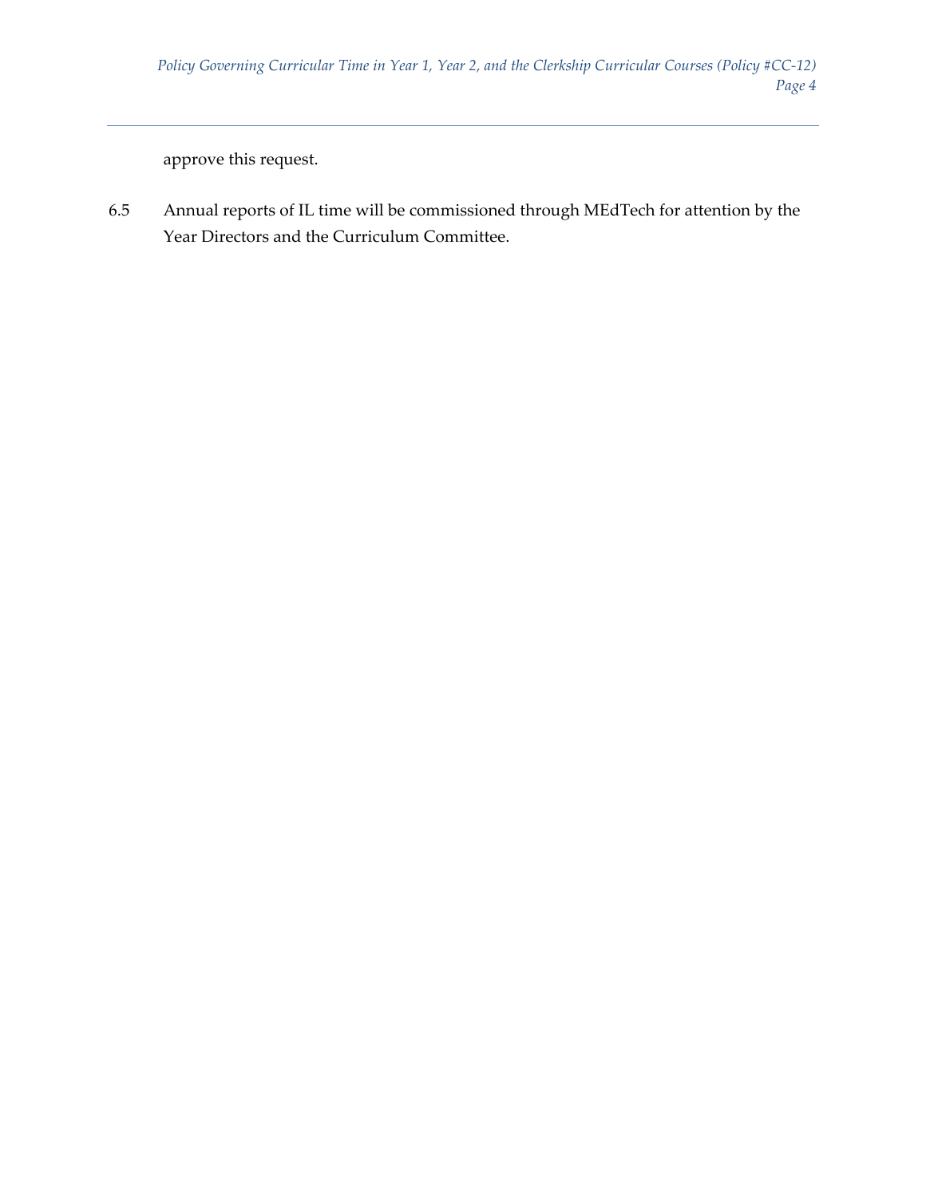approve this request.

6.5 Annual reports of IL time will be commissioned through MEdTech for attention by the Year Directors and the Curriculum Committee.